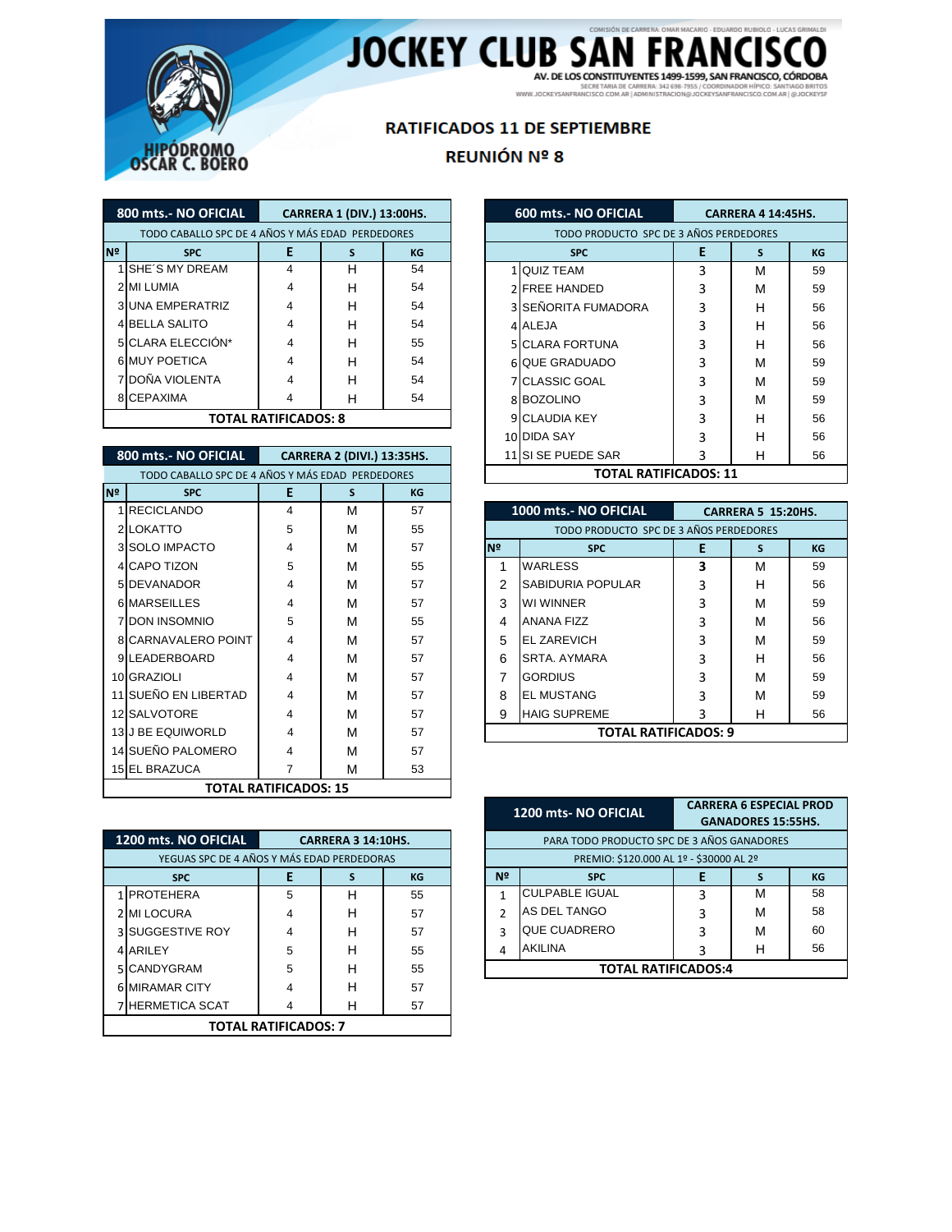# JOCKEY CLUB SAN FRANCISCO

COMISIÓN DE CARRERA: OMAR MACARIO - EDUARDO RUBIOLO - LUCAS GRIMALDI

AV. DE LOS CONSTITUYENTES 1499-1599, SAN FRANCISCO, CÓRDOBA

SECRETARIA DE CARRERA: 342 698-7955 / COORDINADOR HÍPICO: SANTIAGO BRITOS

WWW.JOCKEYSANFRANCISCO.COM.AR | ADMINISTRACION@JOCKEYSANFRANCISCO.COM.AR | @JOCKEYSF

HIPÓDROMO OSCAR C. BOERO

## RATIFICADOS 11 DE SEPTIEMBRE

## REUNIÓN Nº 8

| 800 mts.- NO OFICIAL | CARRERA 1 (DIV.) 13:00HS. | | | |
|---|---|---|---|---|
| TODO CABALLO SPC DE 4 AÑOS Y MÁS EDAD PERDEDORES | | | | |
| Nº | SPC | E | S | KG |
| 1 | SHE´S MY DREAM | 4 | H | 54 |
| 2 | MI LUMIA | 4 | H | 54 |
| 3 | UNA EMPERATRIZ | 4 | H | 54 |
| 4 | BELLA SALITO | 4 | H | 54 |
| 5 | CLARA ELECCIÓN* | 4 | H | 55 |
| 6 | MUY POETICA | 4 | H | 54 |
| 7 | DOÑA VIOLENTA | 4 | H | 54 |
| 8 | CEPAXIMA | 4 | H | 54 |
| TOTAL RATIFICADOS: 8 | | | | |

| 800 mts.- NO OFICIAL | CARRERA 2 (DIVI.) 13:35HS. | | | |
|---|---|---|---|---|
| TODO CABALLO SPC DE 4 AÑOS Y MÁS EDAD PERDEDORES | | | | |
| Nº | SPC | E | S | KG |
| 1 | RECICLANDO | 4 | M | 57 |
| 2 | LOKATTO | 5 | M | 55 |
| 3 | SOLO IMPACTO | 4 | M | 57 |
| 4 | CAPO TIZON | 5 | M | 55 |
| 5 | DEVANADOR | 4 | M | 57 |
| 6 | MARSEILLES | 4 | M | 57 |
| 7 | DON INSOMNIO | 5 | M | 55 |
| 8 | CARNAVALERO POINT | 4 | M | 57 |
| 9 | LEADERBOARD | 4 | M | 57 |
| 10 | GRAZIOLI | 4 | M | 57 |
| 11 | SUEÑO EN LIBERTAD | 4 | M | 57 |
| 12 | SALVOTORE | 4 | M | 57 |
| 13 | J BE EQUIWORLD | 4 | M | 57 |
| 14 | SUEÑO PALOMERO | 4 | M | 57 |
| 15 | EL BRAZUCA | 7 | M | 53 |
| TOTAL RATIFICADOS: 15 | | | | |

| 1200 mts. NO OFICIAL | CARRERA 3 14:10HS. | | | |
|---|---|---|---|---|
| YEGUAS SPC DE 4 AÑOS Y MÁS EDAD PERDEDORAS | | | | |
| | SPC | E | S | KG |
| 1 | PROTEHERA | 5 | H | 55 |
| 2 | MI LOCURA | 4 | H | 57 |
| 3 | SUGGESTIVE ROY | 4 | H | 57 |
| 4 | ARILEY | 5 | H | 55 |
| 5 | CANDYGRAM | 5 | H | 55 |
| 6 | MIRAMAR CITY | 4 | H | 57 |
| 7 | HERMETICA SCAT | 4 | H | 57 |
| TOTAL RATIFICADOS: 7 | | | | |

| 600 mts.- NO OFICIAL | CARRERA 4 14:45HS. | | | |
|---|---|---|---|---|
| TODO PRODUCTO SPC DE 3 AÑOS PERDEDORES | | | | |
| | SPC | E | S | KG |
| 1 | QUIZ TEAM | 3 | M | 59 |
| 2 | FREE HANDED | 3 | M | 59 |
| 3 | SEÑORITA FUMADORA | 3 | H | 56 |
| 4 | ALEJA | 3 | H | 56 |
| 5 | CLARA FORTUNA | 3 | H | 56 |
| 6 | QUE GRADUADO | 3 | M | 59 |
| 7 | CLASSIC GOAL | 3 | M | 59 |
| 8 | BOZOLINO | 3 | M | 59 |
| 9 | CLAUDIA KEY | 3 | H | 56 |
| 10 | DIDA SAY | 3 | H | 56 |
| 11 | SI SE PUEDE SAR | 3 | H | 56 |
| TOTAL RATIFICADOS: 11 | | | | |

| 1000 mts.- NO OFICIAL | CARRERA 5 15:20HS. | | | |
|---|---|---|---|---|
| TODO PRODUCTO SPC DE 3 AÑOS PERDEDORES | | | | |
| Nº | SPC | E | S | KG |
| 1 | WARLESS | 3 | M | 59 |
| 2 | SABIDURIA POPULAR | 3 | H | 56 |
| 3 | WI WINNER | 3 | M | 59 |
| 4 | ANANA FIZZ | 3 | M | 56 |
| 5 | EL ZAREVICH | 3 | M | 59 |
| 6 | SRTA. AYMARA | 3 | H | 56 |
| 7 | GORDIUS | 3 | M | 59 |
| 8 | EL MUSTANG | 3 | M | 59 |
| 9 | HAIG SUPREME | 3 | H | 56 |
| TOTAL RATIFICADOS: 9 | | | | |

| 1200 mts- NO OFICIAL | CARRERA 6 ESPECIAL PROD GANADORES 15:55HS. | | | |
|---|---|---|---|---|
| PARA TODO PRODUCTO SPC DE 3 AÑOS GANADORES | | | | |
| PREMIO: $120.000 AL 1º - $30000 AL 2º | | | | |
| Nº | SPC | E | S | KG |
| 1 | CULPABLE IGUAL | 3 | M | 58 |
| 2 | AS DEL TANGO | 3 | M | 58 |
| 3 | QUE CUADRERO | 3 | M | 60 |
| 4 | AKILINA | 3 | H | 56 |
| TOTAL RATIFICADOS:4 | | | | |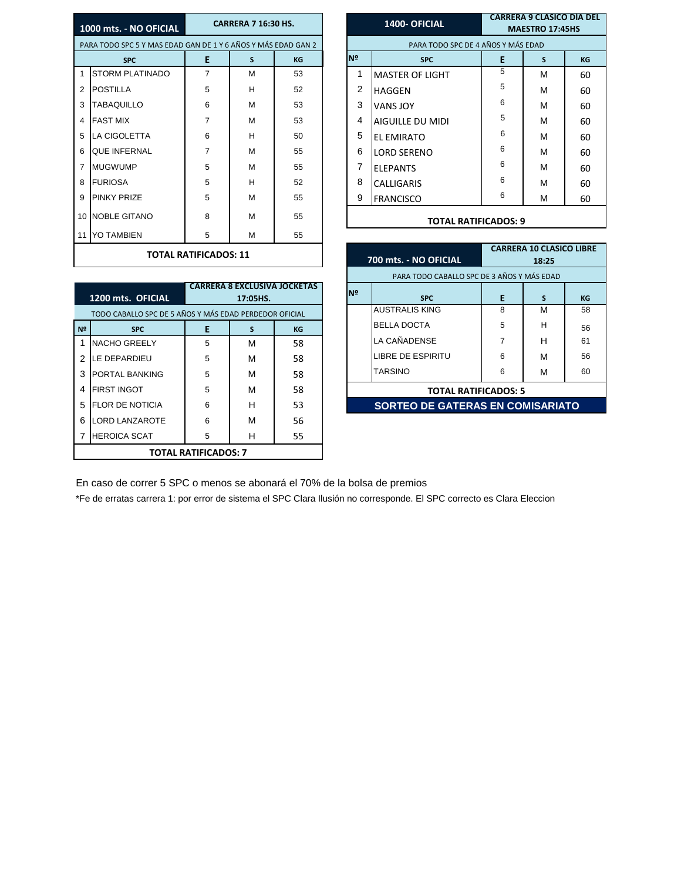| 1000 mts. - NO OFICIAL | CARRERA 7 16:30 HS. | | | |
|---|---|---|---|---|
| PARA TODO SPC 5 Y MAS EDAD GAN DE 1 Y 6 AÑOS Y MÁS EDAD GAN 2 | | | | |
| | SPC | E | S | KG |
| 1 | STORM PLATINADO | 7 | M | 53 |
| 2 | POSTILLA | 5 | H | 52 |
| 3 | TABAQUILLO | 6 | M | 53 |
| 4 | FAST MIX | 7 | M | 53 |
| 5 | LA CIGOLETTA | 6 | H | 50 |
| 6 | QUE INFERNAL | 7 | M | 55 |
| 7 | MUGWUMP | 5 | M | 55 |
| 8 | FURIOSA | 5 | H | 52 |
| 9 | PINKY PRIZE | 5 | M | 55 |
| 10 | NOBLE GITANO | 8 | M | 55 |
| 11 | YO TAMBIEN | 5 | M | 55 |
| TOTAL RATIFICADOS: 11 | | | | |

| 1200 mts. OFICIAL | CARRERA 8 EXCLUSIVA JOCKETAS 17:05HS. | | | |
|---|---|---|---|---|
| TODO CABALLO SPC DE 5 AÑOS Y MÁS EDAD PERDEDOR OFICIAL | | | | |
| Nº | SPC | E | S | KG |
| 1 | NACHO GREELY | 5 | M | 58 |
| 2 | LE DEPARDIEU | 5 | M | 58 |
| 3 | PORTAL BANKING | 5 | M | 58 |
| 4 | FIRST INGOT | 5 | M | 58 |
| 5 | FLOR DE NOTICIA | 6 | H | 53 |
| 6 | LORD LANZAROTE | 6 | M | 56 |
| 7 | HEROICA SCAT | 5 | H | 55 |
| TOTAL RATIFICADOS: 7 | | | | |

| 1400- OFICIAL | CARRERA 9 CLASICO DIA DEL MAESTRO 17:45HS | | | |
|---|---|---|---|---|
| PARA TODO SPC DE 4 AÑOS Y MÁS EDAD | | | | |
| Nº | SPC | E | S | KG |
| 1 | MASTER OF LIGHT | 5 | M | 60 |
| 2 | HAGGEN | 5 | M | 60 |
| 3 | VANS JOY | 6 | M | 60 |
| 4 | AIGUILLE DU MIDI | 5 | M | 60 |
| 5 | EL EMIRATO | 6 | M | 60 |
| 6 | LORD SERENO | 6 | M | 60 |
| 7 | ELEPANTS | 6 | M | 60 |
| 8 | CALLIGARIS | 6 | M | 60 |
| 9 | FRANCISCO | 6 | M | 60 |
| TOTAL RATIFICADOS: 9 | | | | |

| 700 mts. - NO OFICIAL | CARRERA 10 CLASICO LIBRE 18:25 | | | |
|---|---|---|---|---|
| PARA TODO CABALLO SPC DE 3 AÑOS Y MÁS EDAD | | | | |
| Nº | SPC | E | S | KG |
| | AUSTRALIS KING | 8 | M | 58 |
| | BELLA DOCTA | 5 | H | 56 |
| | LA CAÑADENSE | 7 | H | 61 |
| | LIBRE DE ESPIRITU | 6 | M | 56 |
| | TARSINO | 6 | M | 60 |
| TOTAL RATIFICADOS: 5 | | | | |
| SORTEO DE GATERAS EN COMISARIATO | | | | |

En caso de correr 5 SPC o menos se abonará el 70% de la bolsa de premios

*Fe de erratas carrera 1: por error de sistema el SPC Clara Ilusión no corresponde. El SPC correcto es Clara Eleccion